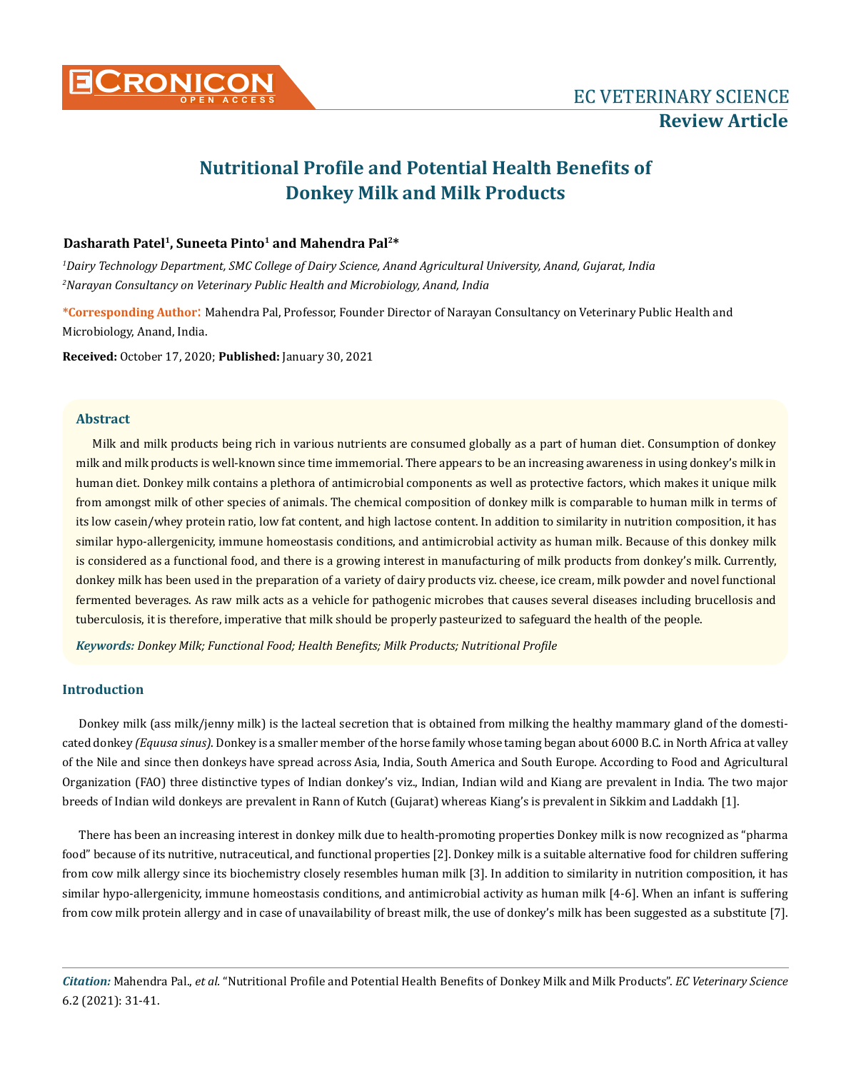# Nutritional Profile and Potential Health Benefits of Donkey Milk and Milk Products

**Dasharath Patel[1], Suneeta Pinto[1] and Mahendra Pal[2]***

[1]*Dairy Technology Department, SMC College of Dairy Science, Anand Agricultural University, Anand, Gujarat, India*
[2]*Narayan Consultancy on Veterinary Public Health and Microbiology, Anand, India*

**\*Corresponding Author:** Mahendra Pal, Professor, Founder Director of Narayan Consultancy on Veterinary Public Health and Microbiology, Anand, India.

**Received:** October 17, 2020; **Published:** January 30, 2021

## Abstract

Milk and milk products being rich in various nutrients are consumed globally as a part of human diet. Consumption of donkey milk and milk products is well-known since time immemorial. There appears to be an increasing awareness in using donkey's milk in human diet. Donkey milk contains a plethora of antimicrobial components as well as protective factors, which makes it unique milk from amongst milk of other species of animals. The chemical composition of donkey milk is comparable to human milk in terms of its low casein/whey protein ratio, low fat content, and high lactose content. In addition to similarity in nutrition composition, it has similar hypo-allergenicity, immune homeostasis conditions, and antimicrobial activity as human milk. Because of this donkey milk is considered as a functional food, and there is a growing interest in manufacturing of milk products from donkey's milk. Currently, donkey milk has been used in the preparation of a variety of dairy products viz. cheese, ice cream, milk powder and novel functional fermented beverages. As raw milk acts as a vehicle for pathogenic microbes that causes several diseases including brucellosis and tuberculosis, it is therefore, imperative that milk should be properly pasteurized to safeguard the health of the people.

***Keywords:*** *Donkey Milk; Functional Food; Health Benefits; Milk Products; Nutritional Profile*

## Introduction

Donkey milk (ass milk/jenny milk) is the lacteal secretion that is obtained from milking the healthy mammary gland of the domesticated donkey *(Equusa sinus)*. Donkey is a smaller member of the horse family whose taming began about 6000 B.C. in North Africa at valley of the Nile and since then donkeys have spread across Asia, India, South America and South Europe. According to Food and Agricultural Organization (FAO) three distinctive types of Indian donkey's viz., Indian, Indian wild and Kiang are prevalent in India. The two major breeds of Indian wild donkeys are prevalent in Rann of Kutch (Gujarat) whereas Kiang's is prevalent in Sikkim and Laddakh [1].

There has been an increasing interest in donkey milk due to health-promoting properties Donkey milk is now recognized as "pharma food" because of its nutritive, nutraceutical, and functional properties [2]. Donkey milk is a suitable alternative food for children suffering from cow milk allergy since its biochemistry closely resembles human milk [3]. In addition to similarity in nutrition composition, it has similar hypo-allergenicity, immune homeostasis conditions, and antimicrobial activity as human milk [4-6]. When an infant is suffering from cow milk protein allergy and in case of unavailability of breast milk, the use of donkey's milk has been suggested as a substitute [7].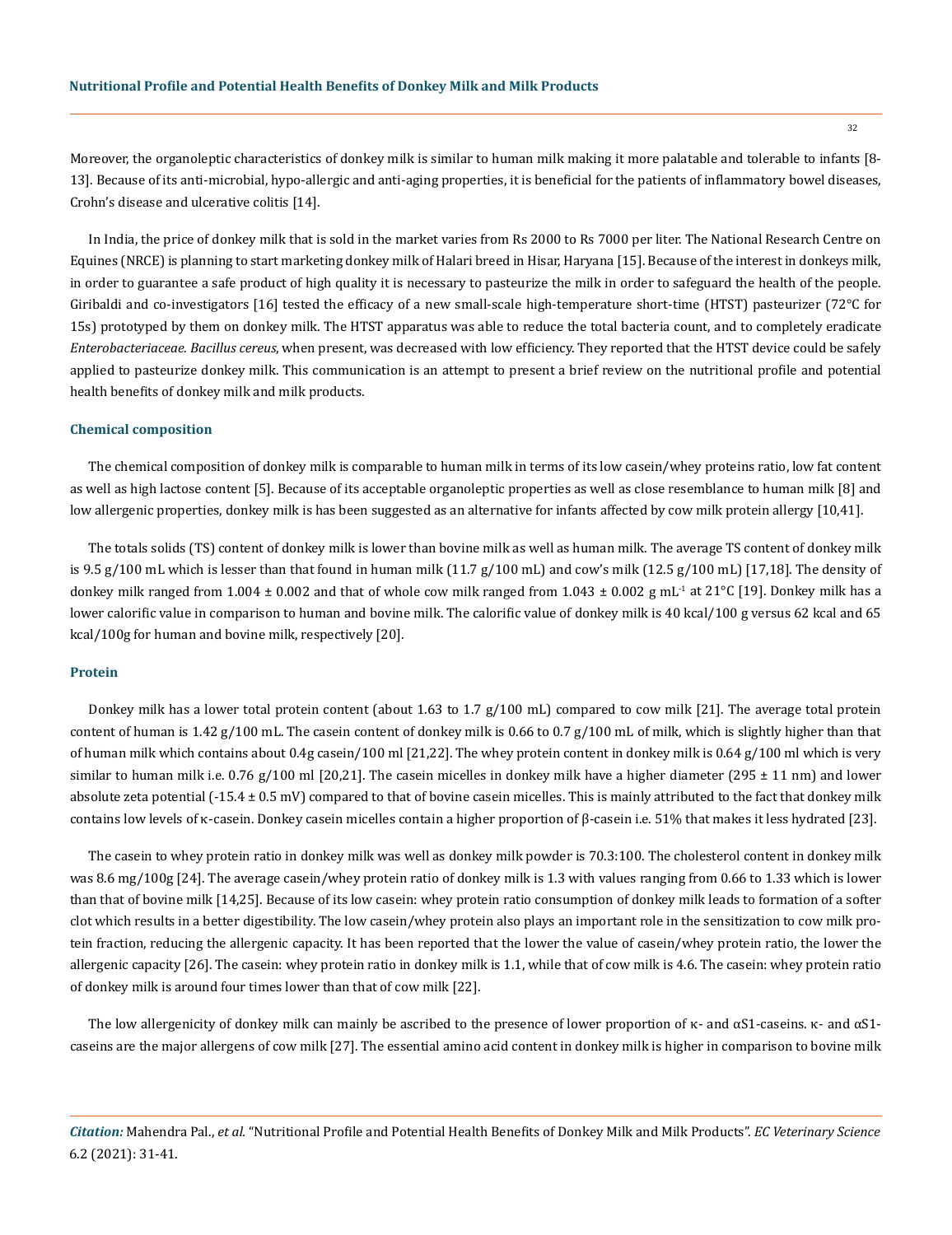Moreover, the organoleptic characteristics of donkey milk is similar to human milk making it more palatable and tolerable to infants [8-13]. Because of its anti-microbial, hypo-allergic and anti-aging properties, it is beneficial for the patients of inflammatory bowel diseases, Crohn's disease and ulcerative colitis [14].

In India, the price of donkey milk that is sold in the market varies from Rs 2000 to Rs 7000 per liter. The National Research Centre on Equines (NRCE) is planning to start marketing donkey milk of Halari breed in Hisar, Haryana [15]. Because of the interest in donkeys milk, in order to guarantee a safe product of high quality it is necessary to pasteurize the milk in order to safeguard the health of the people. Giribaldi and co-investigators [16] tested the efficacy of a new small-scale high-temperature short-time (HTST) pasteurizer (72°C for 15s) prototyped by them on donkey milk. The HTST apparatus was able to reduce the total bacteria count, and to completely eradicate *Enterobacteriaceae*. *Bacillus cereus*, when present, was decreased with low efficiency. They reported that the HTST device could be safely applied to pasteurize donkey milk. This communication is an attempt to present a brief review on the nutritional profile and potential health benefits of donkey milk and milk products.

## Chemical composition

The chemical composition of donkey milk is comparable to human milk in terms of its low casein/whey proteins ratio, low fat content as well as high lactose content [5]. Because of its acceptable organoleptic properties as well as close resemblance to human milk [8] and low allergenic properties, donkey milk is has been suggested as an alternative for infants affected by cow milk protein allergy [10,41].

The totals solids (TS) content of donkey milk is lower than bovine milk as well as human milk. The average TS content of donkey milk is 9.5 g/100 mL which is lesser than that found in human milk (11.7 g/100 mL) and cow's milk (12.5 g/100 mL) [17,18]. The density of donkey milk ranged from 1.004 ± 0.002 and that of whole cow milk ranged from 1.043 ± 0.002 g $mL^{-1}$ at 21°C [19]. Donkey milk has a lower calorific value in comparison to human and bovine milk. The calorific value of donkey milk is 40 kcal/100 g versus 62 kcal and 65 kcal/100g for human and bovine milk, respectively [20].

## Protein

Donkey milk has a lower total protein content (about 1.63 to 1.7 g/100 mL) compared to cow milk [21]. The average total protein content of human is 1.42 g/100 mL. The casein content of donkey milk is 0.66 to 0.7 g/100 mL of milk, which is slightly higher than that of human milk which contains about 0.4g casein/100 ml [21,22]. The whey protein content in donkey milk is 0.64 g/100 ml which is very similar to human milk i.e. 0.76 g/100 ml [20,21]. The casein micelles in donkey milk have a higher diameter (295 ± 11 nm) and lower absolute zeta potential (-15.4 ± 0.5 mV) compared to that of bovine casein micelles. This is mainly attributed to the fact that donkey milk contains low levels of κ-casein. Donkey casein micelles contain a higher proportion of β-casein i.e. 51% that makes it less hydrated [23].

The casein to whey protein ratio in donkey milk was well as donkey milk powder is 70.3:100. The cholesterol content in donkey milk was 8.6 mg/100g [24]. The average casein/whey protein ratio of donkey milk is 1.3 with values ranging from 0.66 to 1.33 which is lower than that of bovine milk [14,25]. Because of its low casein: whey protein ratio consumption of donkey milk leads to formation of a softer clot which results in a better digestibility. The low casein/whey protein also plays an important role in the sensitization to cow milk protein fraction, reducing the allergenic capacity. It has been reported that the lower the value of casein/whey protein ratio, the lower the allergenic capacity [26]. The casein: whey protein ratio in donkey milk is 1.1, while that of cow milk is 4.6. The casein: whey protein ratio of donkey milk is around four times lower than that of cow milk [22].

The low allergenicity of donkey milk can mainly be ascribed to the presence of lower proportion of κ- and αS1-caseins. κ- and αS1-caseins are the major allergens of cow milk [27]. The essential amino acid content in donkey milk is higher in comparison to bovine milk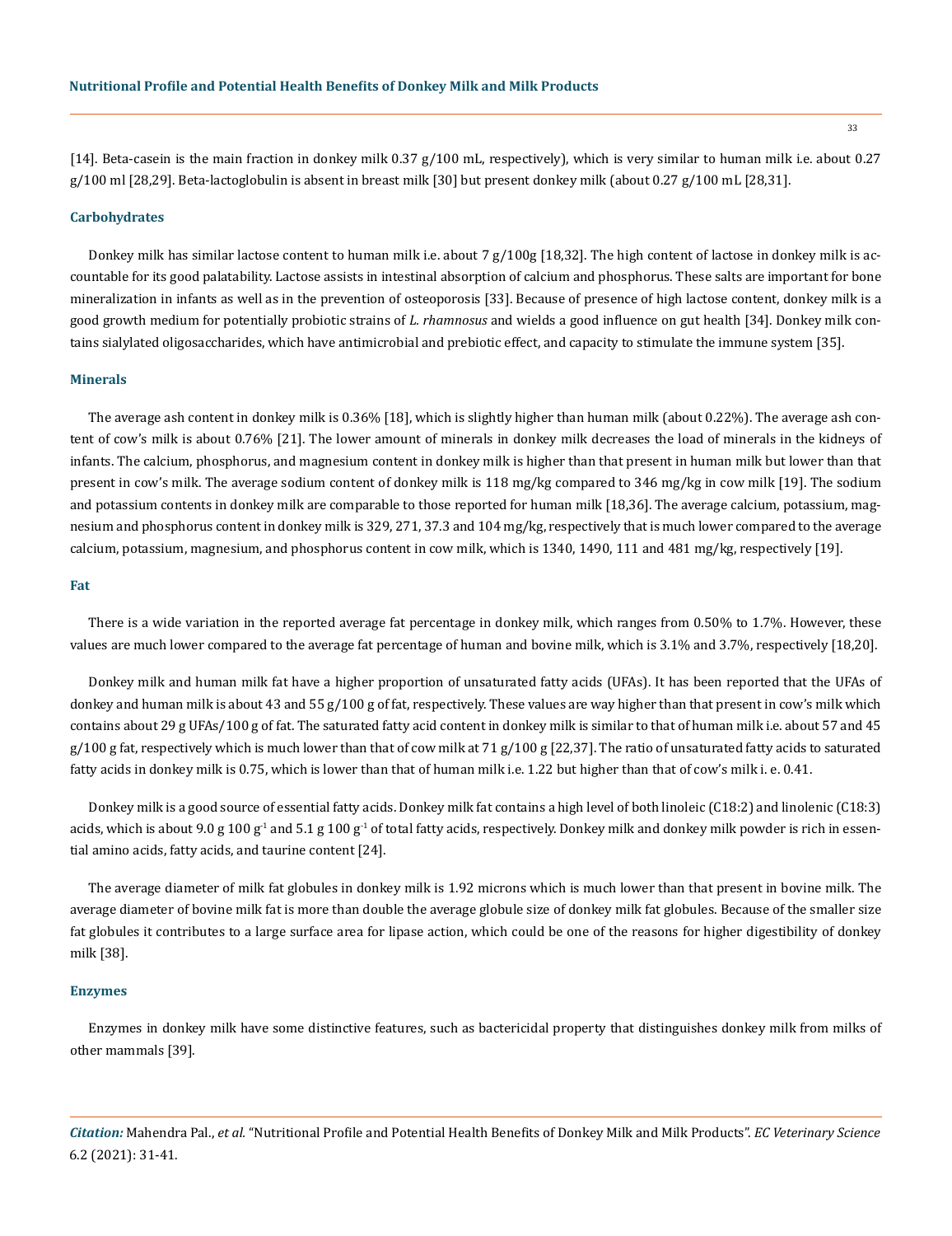[14]. Beta-casein is the main fraction in donkey milk 0.37 g/100 mL, respectively), which is very similar to human milk i.e. about 0.27 g/100 ml [28,29]. Beta-lactoglobulin is absent in breast milk [30] but present donkey milk (about 0.27 g/100 mL [28,31].

### Carbohydrates

Donkey milk has similar lactose content to human milk i.e. about 7 g/100g [18,32]. The high content of lactose in donkey milk is accountable for its good palatability. Lactose assists in intestinal absorption of calcium and phosphorus. These salts are important for bone mineralization in infants as well as in the prevention of osteoporosis [33]. Because of presence of high lactose content, donkey milk is a good growth medium for potentially probiotic strains of *L. rhamnosus* and wields a good influence on gut health [34]. Donkey milk contains sialylated oligosaccharides, which have antimicrobial and prebiotic effect, and capacity to stimulate the immune system [35].

### Minerals

The average ash content in donkey milk is 0.36% [18], which is slightly higher than human milk (about 0.22%). The average ash content of cow's milk is about 0.76% [21]. The lower amount of minerals in donkey milk decreases the load of minerals in the kidneys of infants. The calcium, phosphorus, and magnesium content in donkey milk is higher than that present in human milk but lower than that present in cow's milk. The average sodium content of donkey milk is 118 mg/kg compared to 346 mg/kg in cow milk [19]. The sodium and potassium contents in donkey milk are comparable to those reported for human milk [18,36]. The average calcium, potassium, magnesium and phosphorus content in donkey milk is 329, 271, 37.3 and 104 mg/kg, respectively that is much lower compared to the average calcium, potassium, magnesium, and phosphorus content in cow milk, which is 1340, 1490, 111 and 481 mg/kg, respectively [19].

### Fat

There is a wide variation in the reported average fat percentage in donkey milk, which ranges from 0.50% to 1.7%. However, these values are much lower compared to the average fat percentage of human and bovine milk, which is 3.1% and 3.7%, respectively [18,20].

Donkey milk and human milk fat have a higher proportion of unsaturated fatty acids (UFAs). It has been reported that the UFAs of donkey and human milk is about 43 and 55 g/100 g of fat, respectively. These values are way higher than that present in cow's milk which contains about 29 g UFAs/100 g of fat. The saturated fatty acid content in donkey milk is similar to that of human milk i.e. about 57 and 45 g/100 g fat, respectively which is much lower than that of cow milk at 71 g/100 g [22,37]. The ratio of unsaturated fatty acids to saturated fatty acids in donkey milk is 0.75, which is lower than that of human milk i.e. 1.22 but higher than that of cow's milk i. e. 0.41.

Donkey milk is a good source of essential fatty acids. Donkey milk fat contains a high level of both linoleic (C18:2) and linolenic (C18:3) acids, which is about 9.0 g 100 $g^{-1}$ and 5.1 g 100 $g^{-1}$ of total fatty acids, respectively. Donkey milk and donkey milk powder is rich in essential amino acids, fatty acids, and taurine content [24].

The average diameter of milk fat globules in donkey milk is 1.92 microns which is much lower than that present in bovine milk. The average diameter of bovine milk fat is more than double the average globule size of donkey milk fat globules. Because of the smaller size fat globules it contributes to a large surface area for lipase action, which could be one of the reasons for higher digestibility of donkey milk [38].

### Enzymes

Enzymes in donkey milk have some distinctive features, such as bactericidal property that distinguishes donkey milk from milks of other mammals [39].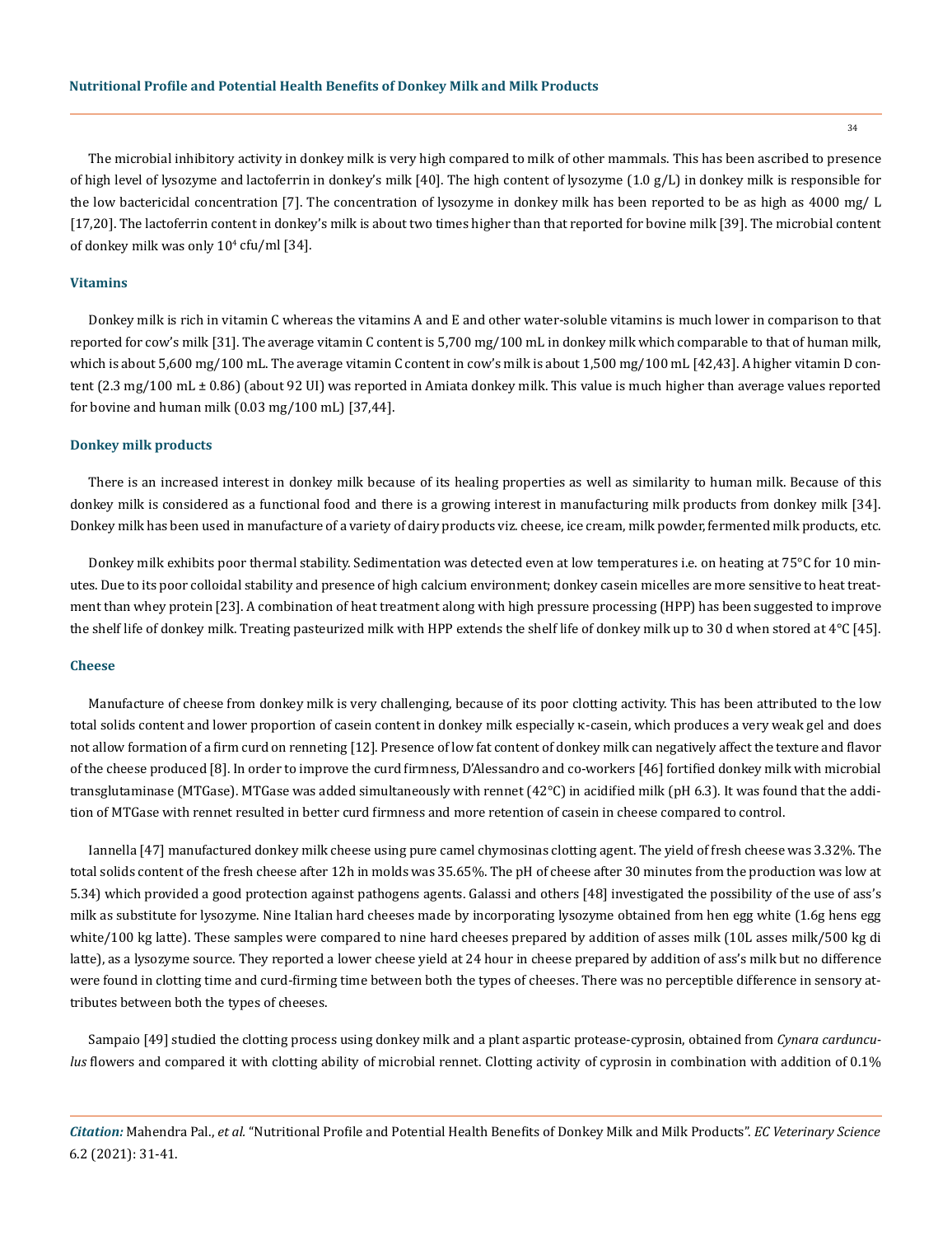The microbial inhibitory activity in donkey milk is very high compared to milk of other mammals. This has been ascribed to presence of high level of lysozyme and lactoferrin in donkey's milk [40]. The high content of lysozyme (1.0 g/L) in donkey milk is responsible for the low bactericidal concentration [7]. The concentration of lysozyme in donkey milk has been reported to be as high as 4000 mg/ L [17,20]. The lactoferrin content in donkey's milk is about two times higher than that reported for bovine milk [39]. The microbial content of donkey milk was only $10^4$ cfu/ml [34].

### Vitamins

Donkey milk is rich in vitamin C whereas the vitamins A and E and other water-soluble vitamins is much lower in comparison to that reported for cow's milk [31]. The average vitamin C content is 5,700 mg/100 mL in donkey milk which comparable to that of human milk, which is about 5,600 mg/100 mL. The average vitamin C content in cow's milk is about 1,500 mg/100 mL [42,43]. A higher vitamin D content (2.3 mg/100 mL ± 0.86) (about 92 UI) was reported in Amiata donkey milk. This value is much higher than average values reported for bovine and human milk (0.03 mg/100 mL) [37,44].

### Donkey milk products

There is an increased interest in donkey milk because of its healing properties as well as similarity to human milk. Because of this donkey milk is considered as a functional food and there is a growing interest in manufacturing milk products from donkey milk [34]. Donkey milk has been used in manufacture of a variety of dairy products viz. cheese, ice cream, milk powder, fermented milk products, etc.

Donkey milk exhibits poor thermal stability. Sedimentation was detected even at low temperatures i.e. on heating at 75°C for 10 minutes. Due to its poor colloidal stability and presence of high calcium environment; donkey casein micelles are more sensitive to heat treatment than whey protein [23]. A combination of heat treatment along with high pressure processing (HPP) has been suggested to improve the shelf life of donkey milk. Treating pasteurized milk with HPP extends the shelf life of donkey milk up to 30 d when stored at 4°C [45].

### Cheese

Manufacture of cheese from donkey milk is very challenging, because of its poor clotting activity. This has been attributed to the low total solids content and lower proportion of casein content in donkey milk especially κ-casein, which produces a very weak gel and does not allow formation of a firm curd on renneting [12]. Presence of low fat content of donkey milk can negatively affect the texture and flavor of the cheese produced [8]. In order to improve the curd firmness, D'Alessandro and co-workers [46] fortified donkey milk with microbial transglutaminase (MTGase). MTGase was added simultaneously with rennet (42°C) in acidified milk (pH 6.3). It was found that the addition of MTGase with rennet resulted in better curd firmness and more retention of casein in cheese compared to control.

Iannella [47] manufactured donkey milk cheese using pure camel chymosinas clotting agent. The yield of fresh cheese was 3.32%. The total solids content of the fresh cheese after 12h in molds was 35.65%. The pH of cheese after 30 minutes from the production was low at 5.34) which provided a good protection against pathogens agents. Galassi and others [48] investigated the possibility of the use of ass's milk as substitute for lysozyme. Nine Italian hard cheeses made by incorporating lysozyme obtained from hen egg white (1.6g hens egg white/100 kg latte). These samples were compared to nine hard cheeses prepared by addition of asses milk (10L asses milk/500 kg di latte), as a lysozyme source. They reported a lower cheese yield at 24 hour in cheese prepared by addition of ass's milk but no difference were found in clotting time and curd-firming time between both the types of cheeses. There was no perceptible difference in sensory attributes between both the types of cheeses.

Sampaio [49] studied the clotting process using donkey milk and a plant aspartic protease-cyprosin, obtained from *Cynara cardunculus* flowers and compared it with clotting ability of microbial rennet. Clotting activity of cyprosin in combination with addition of 0.1%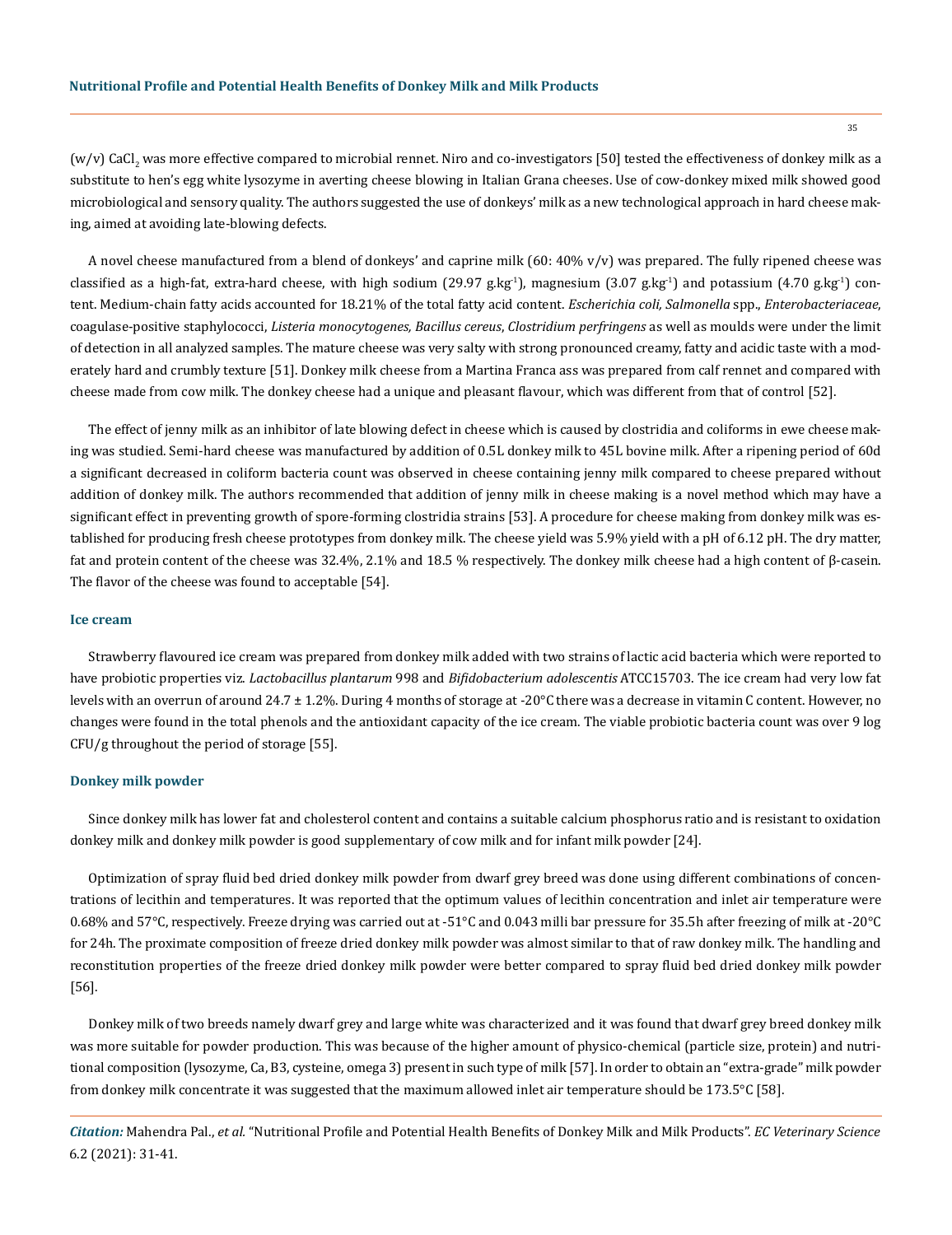(w/v) $CaCl_2$ was more effective compared to microbial rennet. Niro and co-investigators [50] tested the effectiveness of donkey milk as a substitute to hen's egg white lysozyme in averting cheese blowing in Italian Grana cheeses. Use of cow-donkey mixed milk showed good microbiological and sensory quality. The authors suggested the use of donkeys' milk as a new technological approach in hard cheese making, aimed at avoiding late-blowing defects.

A novel cheese manufactured from a blend of donkeys' and caprine milk (60: 40% v/v) was prepared. The fully ripened cheese was classified as a high-fat, extra-hard cheese, with high sodium (29.97 $g.kg^{-1}$), magnesium (3.07 $g.kg^{-1}$) and potassium (4.70 $g.kg^{-1}$) content. Medium-chain fatty acids accounted for 18.21% of the total fatty acid content. *Escherichia coli, Salmonella* spp., *Enterobacteriaceae*, coagulase-positive staphylococci, *Listeria monocytogenes, Bacillus cereus*, *Clostridium perfringens* as well as moulds were under the limit of detection in all analyzed samples. The mature cheese was very salty with strong pronounced creamy, fatty and acidic taste with a moderately hard and crumbly texture [51]. Donkey milk cheese from a Martina Franca ass was prepared from calf rennet and compared with cheese made from cow milk. The donkey cheese had a unique and pleasant flavour, which was different from that of control [52].

The effect of jenny milk as an inhibitor of late blowing defect in cheese which is caused by clostridia and coliforms in ewe cheese making was studied. Semi-hard cheese was manufactured by addition of 0.5L donkey milk to 45L bovine milk. After a ripening period of 60d a significant decreased in coliform bacteria count was observed in cheese containing jenny milk compared to cheese prepared without addition of donkey milk. The authors recommended that addition of jenny milk in cheese making is a novel method which may have a significant effect in preventing growth of spore-forming clostridia strains [53]. A procedure for cheese making from donkey milk was established for producing fresh cheese prototypes from donkey milk. The cheese yield was 5.9% yield with a pH of 6.12 pH. The dry matter, fat and protein content of the cheese was 32.4%, 2.1% and 18.5 % respectively. The donkey milk cheese had a high content of β-casein. The flavor of the cheese was found to acceptable [54].

### Ice cream

Strawberry flavoured ice cream was prepared from donkey milk added with two strains of lactic acid bacteria which were reported to have probiotic properties viz. *Lactobacillus plantarum* 998 and *Bifidobacterium adolescentis* ATCC15703. The ice cream had very low fat levels with an overrun of around 24.7 ± 1.2%. During 4 months of storage at -20°C there was a decrease in vitamin C content. However, no changes were found in the total phenols and the antioxidant capacity of the ice cream. The viable probiotic bacteria count was over 9 log CFU/g throughout the period of storage [55].

### Donkey milk powder

Since donkey milk has lower fat and cholesterol content and contains a suitable calcium phosphorus ratio and is resistant to oxidation donkey milk and donkey milk powder is good supplementary of cow milk and for infant milk powder [24].

Optimization of spray fluid bed dried donkey milk powder from dwarf grey breed was done using different combinations of concentrations of lecithin and temperatures. It was reported that the optimum values of lecithin concentration and inlet air temperature were 0.68% and 57°C, respectively. Freeze drying was carried out at -51°C and 0.043 milli bar pressure for 35.5h after freezing of milk at -20°C for 24h. The proximate composition of freeze dried donkey milk powder was almost similar to that of raw donkey milk. The handling and reconstitution properties of the freeze dried donkey milk powder were better compared to spray fluid bed dried donkey milk powder [56].

Donkey milk of two breeds namely dwarf grey and large white was characterized and it was found that dwarf grey breed donkey milk was more suitable for powder production. This was because of the higher amount of physico-chemical (particle size, protein) and nutritional composition (lysozyme, Ca, B3, cysteine, omega 3) present in such type of milk [57]. In order to obtain an "extra-grade" milk powder from donkey milk concentrate it was suggested that the maximum allowed inlet air temperature should be 173.5°C [58].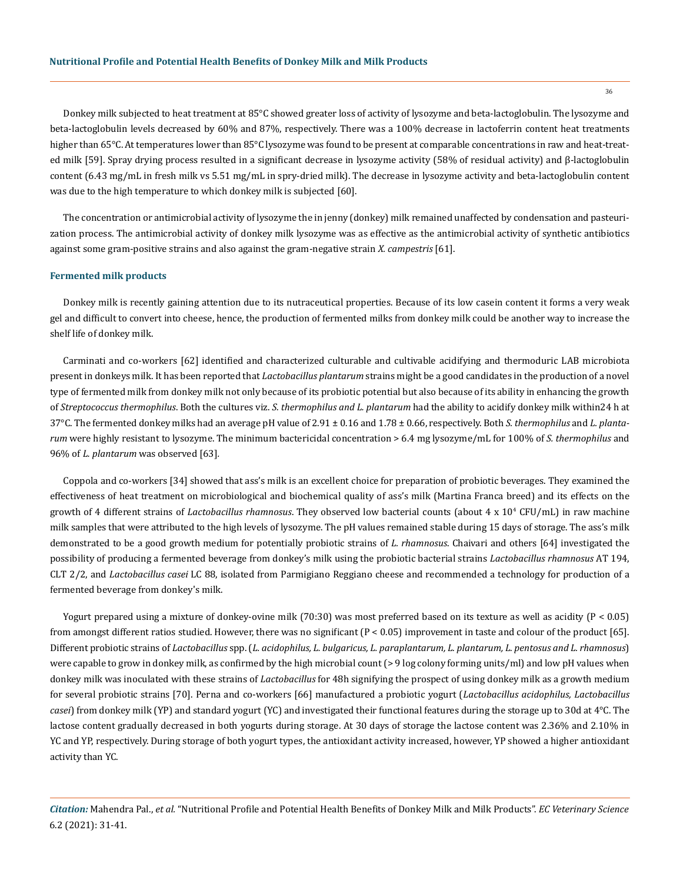Donkey milk subjected to heat treatment at 85°C showed greater loss of activity of lysozyme and beta-lactoglobulin. The lysozyme and beta-lactoglobulin levels decreased by 60% and 87%, respectively. There was a 100% decrease in lactoferrin content heat treatments higher than 65°C. At temperatures lower than 85°C lysozyme was found to be present at comparable concentrations in raw and heat-treated milk [59]. Spray drying process resulted in a significant decrease in lysozyme activity (58% of residual activity) and β-lactoglobulin content (6.43 mg/mL in fresh milk vs 5.51 mg/mL in spry-dried milk). The decrease in lysozyme activity and beta-lactoglobulin content was due to the high temperature to which donkey milk is subjected [60].

The concentration or antimicrobial activity of lysozyme the in jenny (donkey) milk remained unaffected by condensation and pasteurization process. The antimicrobial activity of donkey milk lysozyme was as effective as the antimicrobial activity of synthetic antibiotics against some gram-positive strains and also against the gram-negative strain *X. campestris* [61].

### Fermented milk products

Donkey milk is recently gaining attention due to its nutraceutical properties. Because of its low casein content it forms a very weak gel and difficult to convert into cheese, hence, the production of fermented milks from donkey milk could be another way to increase the shelf life of donkey milk.

Carminati and co-workers [62] identified and characterized culturable and cultivable acidifying and thermoduric LAB microbiota present in donkeys milk. It has been reported that *Lactobacillus plantarum* strains might be a good candidates in the production of a novel type of fermented milk from donkey milk not only because of its probiotic potential but also because of its ability in enhancing the growth of *Streptococcus thermophilus*. Both the cultures viz. *S. thermophilus and L. plantarum* had the ability to acidify donkey milk within24 h at 37°C. The fermented donkey milks had an average pH value of 2.91 ± 0.16 and 1.78 ± 0.66, respectively. Both *S. thermophilus* and *L. plantarum* were highly resistant to lysozyme. The minimum bactericidal concentration > 6.4 mg lysozyme/mL for 100% of *S. thermophilus* and 96% of *L. plantarum* was observed [63].

Coppola and co-workers [34] showed that ass's milk is an excellent choice for preparation of probiotic beverages. They examined the effectiveness of heat treatment on microbiological and biochemical quality of ass's milk (Martina Franca breed) and its effects on the growth of 4 different strains of *Lactobacillus rhamnosus*. They observed low bacterial counts (about $4 \times 10^4$ CFU/mL) in raw machine milk samples that were attributed to the high levels of lysozyme. The pH values remained stable during 15 days of storage. The ass's milk demonstrated to be a good growth medium for potentially probiotic strains of *L. rhamnosus*. Chaivari and others [64] investigated the possibility of producing a fermented beverage from donkey's milk using the probiotic bacterial strains *Lactobacillus rhamnosus* AT 194, CLT 2/2, and *Lactobacillus casei* LC 88, isolated from Parmigiano Reggiano cheese and recommended a technology for production of a fermented beverage from donkey's milk.

Yogurt prepared using a mixture of donkey-ovine milk (70:30) was most preferred based on its texture as well as acidity ($P < 0.05$) from amongst different ratios studied. However, there was no significant ($P < 0.05$) improvement in taste and colour of the product [65]. Different probiotic strains of *Lactobacillus* spp. (*L. acidophilus, L. bulgaricus, L. paraplantarum, L. plantarum, L. pentosus and L. rhamnosus*) were capable to grow in donkey milk, as confirmed by the high microbial count (> 9 log colony forming units/ml) and low pH values when donkey milk was inoculated with these strains of *Lactobacillus* for 48h signifying the prospect of using donkey milk as a growth medium for several probiotic strains [70]. Perna and co-workers [66] manufactured a probiotic yogurt (*Lactobacillus acidophilus, Lactobacillus casei*) from donkey milk (YP) and standard yogurt (YC) and investigated their functional features during the storage up to 30d at 4°C. The lactose content gradually decreased in both yogurts during storage. At 30 days of storage the lactose content was 2.36% and 2.10% in YC and YP, respectively. During storage of both yogurt types, the antioxidant activity increased, however, YP showed a higher antioxidant activity than YC.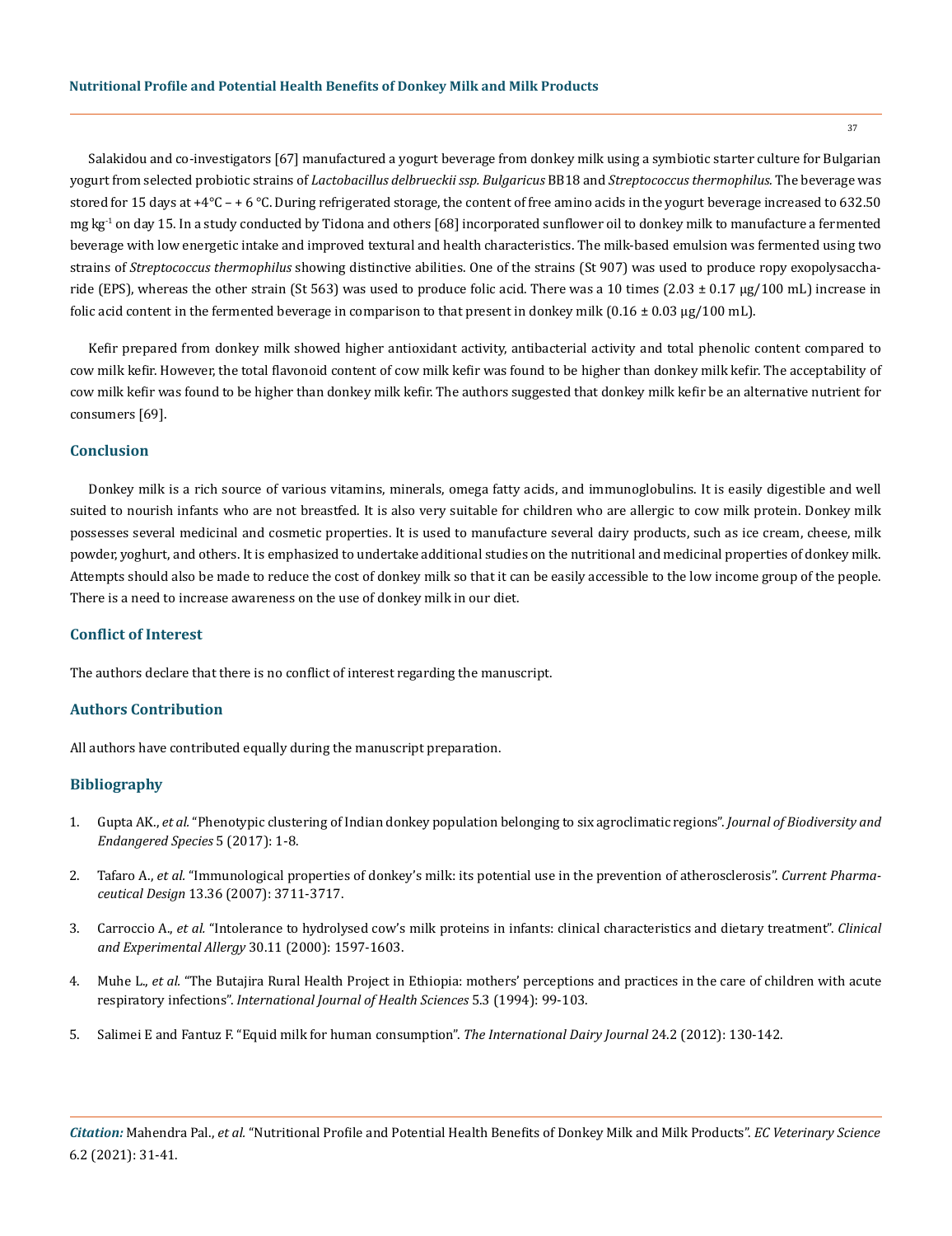Salakidou and co-investigators [67] manufactured a yogurt beverage from donkey milk using a symbiotic starter culture for Bulgarian yogurt from selected probiotic strains of *Lactobacillus delbrueckii ssp. Bulgaricus* BB18 and *Streptococcus thermophilus*. The beverage was stored for 15 days at +4°C – + 6 °C. During refrigerated storage, the content of free amino acids in the yogurt beverage increased to 632.50 mg kg$^{-1}$ on day 15. In a study conducted by Tidona and others [68] incorporated sunflower oil to donkey milk to manufacture a fermented beverage with low energetic intake and improved textural and health characteristics. The milk-based emulsion was fermented using two strains of *Streptococcus thermophilus* showing distinctive abilities. One of the strains (St 907) was used to produce ropy exopolysaccharide (EPS), whereas the other strain (St 563) was used to produce folic acid. There was a 10 times (2.03 ± 0.17 µg/100 mL) increase in folic acid content in the fermented beverage in comparison to that present in donkey milk (0.16 ± 0.03 µg/100 mL).

Kefir prepared from donkey milk showed higher antioxidant activity, antibacterial activity and total phenolic content compared to cow milk kefir. However, the total flavonoid content of cow milk kefir was found to be higher than donkey milk kefir. The acceptability of cow milk kefir was found to be higher than donkey milk kefir. The authors suggested that donkey milk kefir be an alternative nutrient for consumers [69].

## Conclusion

Donkey milk is a rich source of various vitamins, minerals, omega fatty acids, and immunoglobulins. It is easily digestible and well suited to nourish infants who are not breastfed. It is also very suitable for children who are allergic to cow milk protein. Donkey milk possesses several medicinal and cosmetic properties. It is used to manufacture several dairy products, such as ice cream, cheese, milk powder, yoghurt, and others. It is emphasized to undertake additional studies on the nutritional and medicinal properties of donkey milk. Attempts should also be made to reduce the cost of donkey milk so that it can be easily accessible to the low income group of the people. There is a need to increase awareness on the use of donkey milk in our diet.

## Conflict of Interest

The authors declare that there is no conflict of interest regarding the manuscript.

## Authors Contribution

All authors have contributed equally during the manuscript preparation.

## Bibliography

1. Gupta AK., *et al.* "Phenotypic clustering of Indian donkey population belonging to six agroclimatic regions". *Journal of Biodiversity and Endangered Species* 5 (2017): 1-8.
2. Tafaro A., *et al.* "Immunological properties of donkey's milk: its potential use in the prevention of atherosclerosis". *Current Pharmaceutical Design* 13.36 (2007): 3711-3717.
3. Carroccio A., *et al.* "Intolerance to hydrolysed cow's milk proteins in infants: clinical characteristics and dietary treatment". *Clinical and Experimental Allergy* 30.11 (2000): 1597-1603.
4. Muhe L., *et al.* "The Butajira Rural Health Project in Ethiopia: mothers' perceptions and practices in the care of children with acute respiratory infections". *International Journal of Health Sciences* 5.3 (1994): 99-103.
5. Salimei E and Fantuz F. "Equid milk for human consumption". *The International Dairy Journal* 24.2 (2012): 130-142.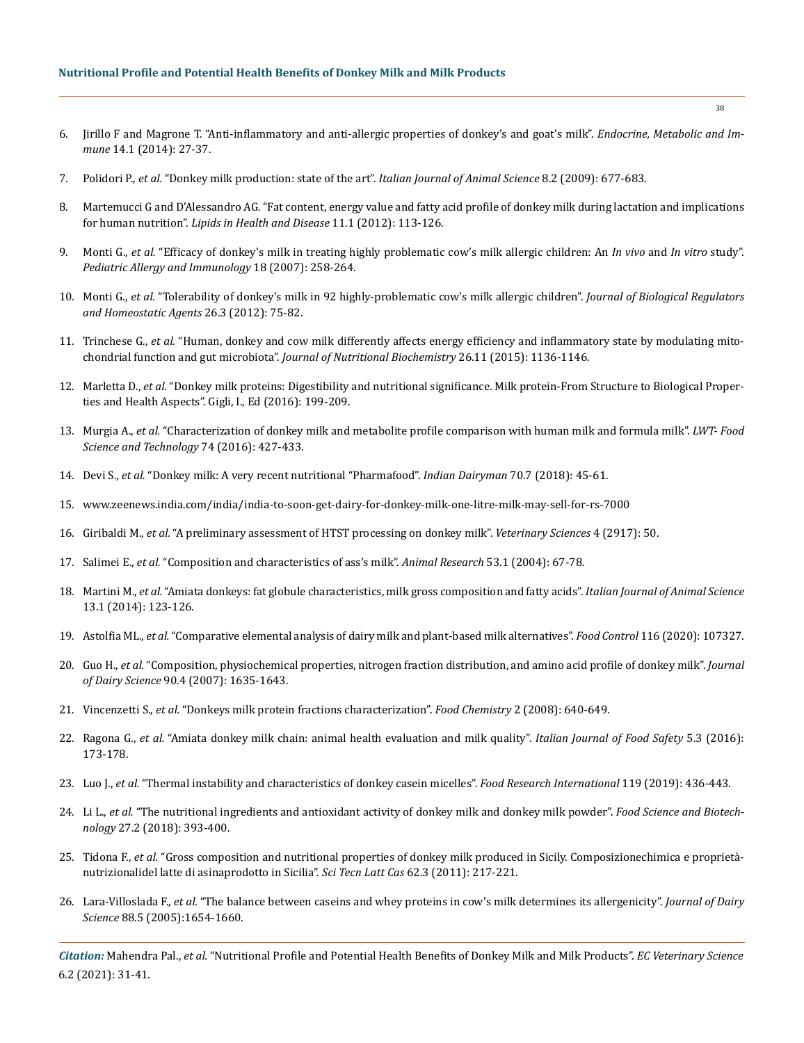6. Jirillo F and Magrone T. "Anti-inflammatory and anti-allergic properties of donkey's and goat's milk". *Endocrine, Metabolic and Immune* 14.1 (2014): 27-37.

7. Polidori P., *et al.* "Donkey milk production: state of the art". *Italian Journal of Animal Science* 8.2 (2009): 677-683.

8. Martemucci G and D'Alessandro AG. "Fat content, energy value and fatty acid profile of donkey milk during lactation and implications for human nutrition". *Lipids in Health and Disease* 11.1 (2012): 113-126.

9. Monti G., *et al.* "Efficacy of donkey's milk in treating highly problematic cow's milk allergic children: An *In vivo* and *In vitro* study". *Pediatric Allergy and Immunology* 18 (2007): 258-264.

10. Monti G., *et al.* "Tolerability of donkey's milk in 92 highly-problematic cow's milk allergic children". *Journal of Biological Regulators and Homeostatic Agents* 26.3 (2012): 75-82.

11. Trinchese G., *et al.* "Human, donkey and cow milk differently affects energy efficiency and inflammatory state by modulating mitochondrial function and gut microbiota". *Journal of Nutritional Biochemistry* 26.11 (2015): 1136-1146.

12. Marletta D., *et al.* "Donkey milk proteins: Digestibility and nutritional significance. Milk protein-From Structure to Biological Properties and Health Aspects". Gigli, I., Ed (2016): 199-209.

13. Murgia A., *et al.* "Characterization of donkey milk and metabolite profile comparison with human milk and formula milk". *LWT- Food Science and Technology* 74 (2016): 427-433.

14. Devi S., *et al.* "Donkey milk: A very recent nutritional "Pharmafood". *Indian Dairyman* 70.7 (2018): 45-61.

15. www.zeenews.india.com/india/india-to-soon-get-dairy-for-donkey-milk-one-litre-milk-may-sell-for-rs-7000

16. Giribaldi M., *et al.* "A preliminary assessment of HTST processing on donkey milk". *Veterinary Sciences* 4 (2917): 50.

17. Salimei E., *et al.* "Composition and characteristics of ass's milk". *Animal Research* 53.1 (2004): 67-78.

18. Martini M., *et al.* "Amiata donkeys: fat globule characteristics, milk gross composition and fatty acids". *Italian Journal of Animal Science* 13.1 (2014): 123-126.

19. Astolfia ML., *et al.* "Comparative elemental analysis of dairy milk and plant-based milk alternatives". *Food Control* 116 (2020): 107327.

20. Guo H., *et al.* "Composition, physiochemical properties, nitrogen fraction distribution, and amino acid profile of donkey milk". *Journal of Dairy Science* 90.4 (2007): 1635-1643.

21. Vincenzetti S., *et al.* "Donkeys milk protein fractions characterization". *Food Chemistry* 2 (2008): 640-649.

22. Ragona G., *et al.* "Amiata donkey milk chain: animal health evaluation and milk quality". *Italian Journal of Food Safety* 5.3 (2016): 173-178.

23. Luo J., *et al.* "Thermal instability and characteristics of donkey casein micelles". *Food Research International* 119 (2019): 436-443.

24. Li L., *et al.* "The nutritional ingredients and antioxidant activity of donkey milk and donkey milk powder". *Food Science and Biotechnology* 27.2 (2018): 393-400.

25. Tidona F., *et al.* "Gross composition and nutritional properties of donkey milk produced in Sicily. Composizionechimica e proprietànutrizionalidel latte di asinaprodotto in Sicilia". *Sci Tecn Latt Cas* 62.3 (2011): 217-221.

26. Lara-Villoslada F., *et al.* "The balance between caseins and whey proteins in cow's milk determines its allergenicity". *Journal of Dairy Science* 88.5 (2005):1654-1660.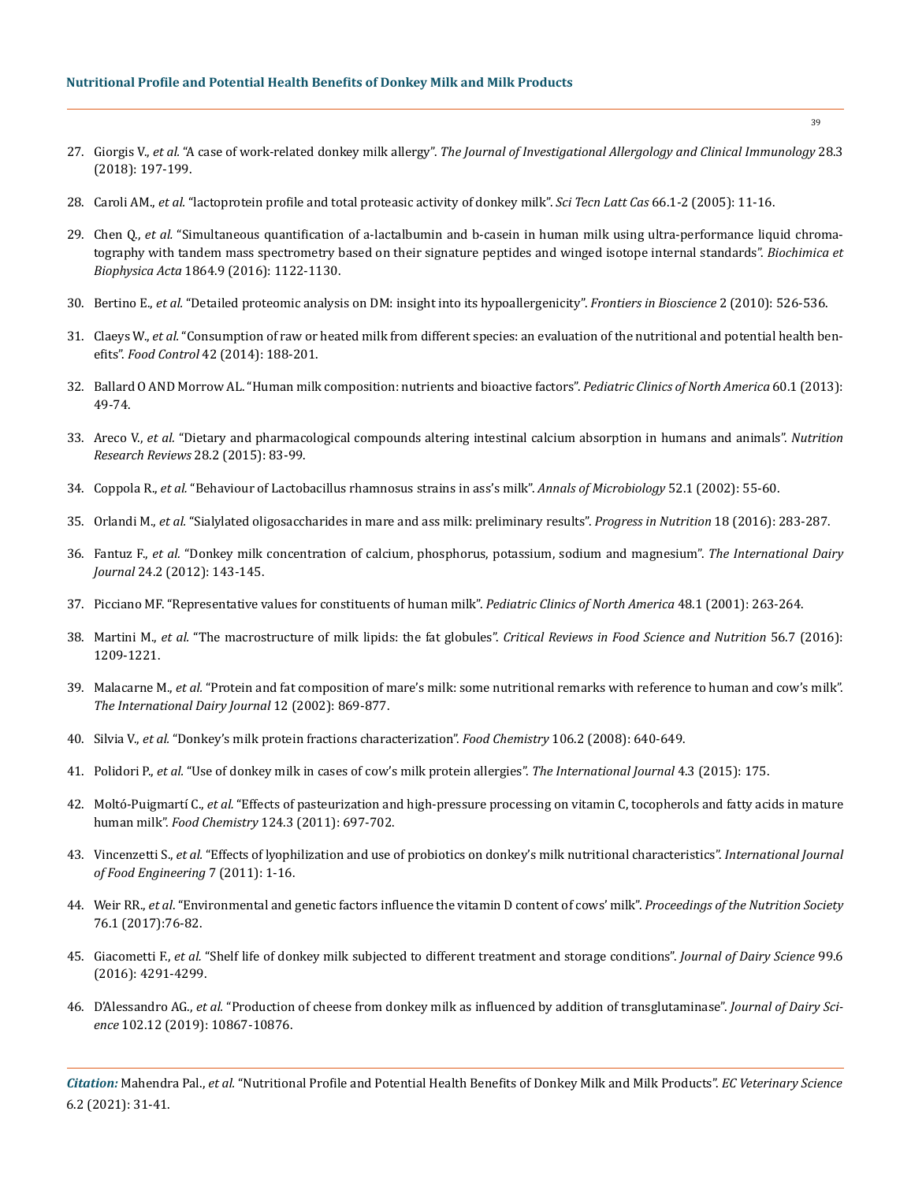27. Giorgis V., *et al.* "A case of work-related donkey milk allergy". *The Journal of Investigational Allergology and Clinical Immunology* 28.3 (2018): 197-199.

28. Caroli AM., *et al.* "lactoprotein profile and total proteasic activity of donkey milk". *Sci Tecn Latt Cas* 66.1-2 (2005): 11-16.

29. Chen Q., *et al.* "Simultaneous quantification of a-lactalbumin and b-casein in human milk using ultra-performance liquid chromatography with tandem mass spectrometry based on their signature peptides and winged isotope internal standards". *Biochimica et Biophysica Acta* 1864.9 (2016): 1122-1130.

30. Bertino E., *et al.* "Detailed proteomic analysis on DM: insight into its hypoallergenicity". *Frontiers in Bioscience* 2 (2010): 526-536.

31. Claeys W., *et al.* "Consumption of raw or heated milk from different species: an evaluation of the nutritional and potential health benefits". *Food Control* 42 (2014): 188-201.

32. Ballard O AND Morrow AL. "Human milk composition: nutrients and bioactive factors". *Pediatric Clinics of North America* 60.1 (2013): 49-74.

33. Areco V., *et al.* "Dietary and pharmacological compounds altering intestinal calcium absorption in humans and animals". *Nutrition Research Reviews* 28.2 (2015): 83-99.

34. Coppola R., *et al.* "Behaviour of Lactobacillus rhamnosus strains in ass's milk". *Annals of Microbiology* 52.1 (2002): 55-60.

35. Orlandi M., *et al.* "Sialylated oligosaccharides in mare and ass milk: preliminary results". *Progress in Nutrition* 18 (2016): 283-287.

36. Fantuz F., *et al.* "Donkey milk concentration of calcium, phosphorus, potassium, sodium and magnesium". *The International Dairy Journal* 24.2 (2012): 143-145.

37. Picciano MF. "Representative values for constituents of human milk". *Pediatric Clinics of North America* 48.1 (2001): 263-264.

38. Martini M., *et al.* "The macrostructure of milk lipids: the fat globules". *Critical Reviews in Food Science and Nutrition* 56.7 (2016): 1209-1221.

39. Malacarne M., *et al.* "Protein and fat composition of mare's milk: some nutritional remarks with reference to human and cow's milk". *The International Dairy Journal* 12 (2002): 869-877.

40. Silvia V., *et al.* "Donkey's milk protein fractions characterization". *Food Chemistry* 106.2 (2008): 640-649.

41. Polidori P., *et al.* "Use of donkey milk in cases of cow's milk protein allergies". *The International Journal* 4.3 (2015): 175.

42. Moltó-Puigmartí C., *et al.* "Effects of pasteurization and high-pressure processing on vitamin C, tocopherols and fatty acids in mature human milk". *Food Chemistry* 124.3 (2011): 697-702.

43. Vincenzetti S., *et al.* "Effects of lyophilization and use of probiotics on donkey's milk nutritional characteristics". *International Journal of Food Engineering* 7 (2011): 1-16.

44. Weir RR., *et al*. "Environmental and genetic factors influence the vitamin D content of cows' milk". *Proceedings of the Nutrition Society* 76.1 (2017):76-82.

45. Giacometti F., *et al.* "Shelf life of donkey milk subjected to different treatment and storage conditions". *Journal of Dairy Science* 99.6 (2016): 4291-4299.

46. D'Alessandro AG., *et al.* "Production of cheese from donkey milk as influenced by addition of transglutaminase". *Journal of Dairy Science* 102.12 (2019): 10867-10876.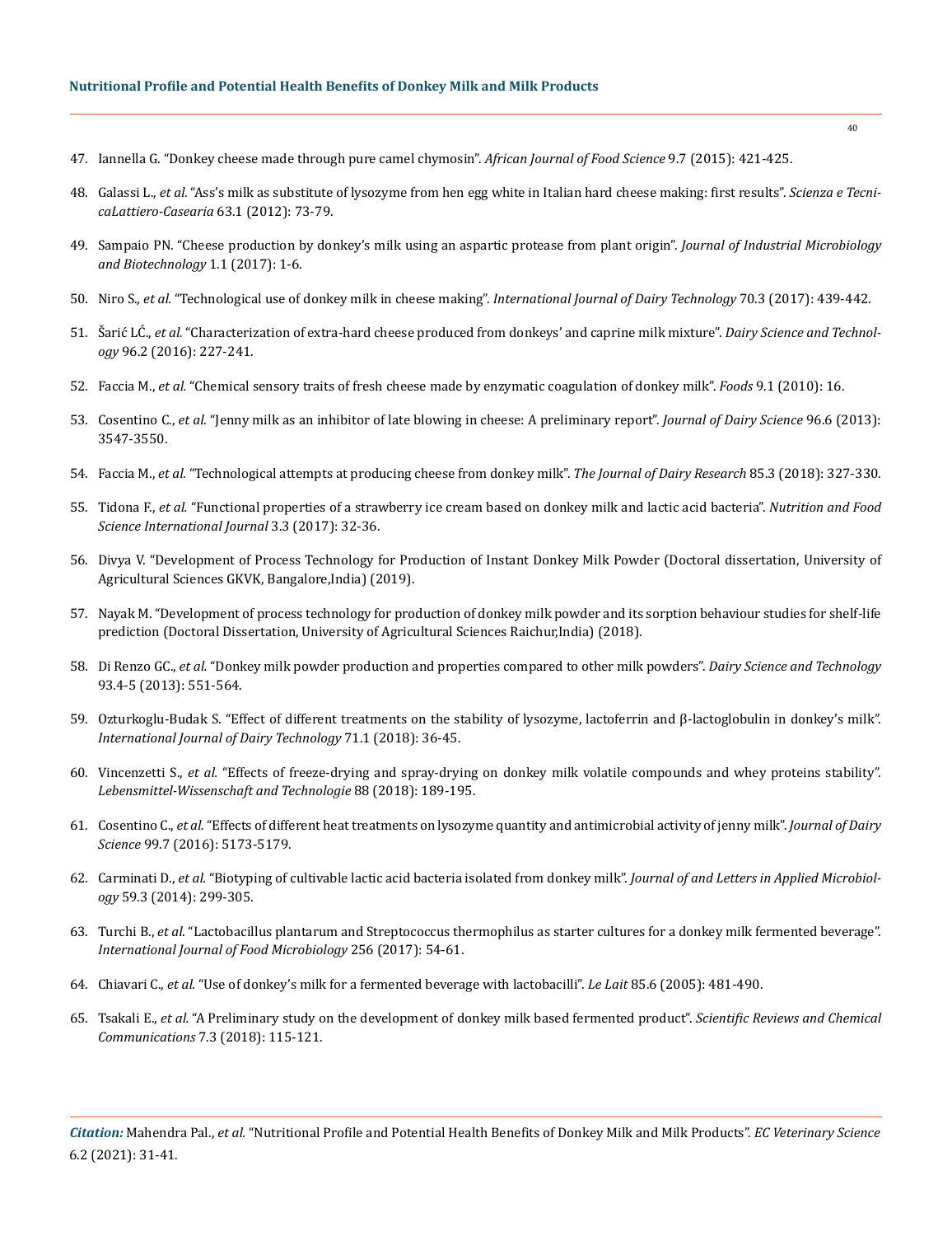47. Iannella G. "Donkey cheese made through pure camel chymosin". *African Journal of Food Science* 9.7 (2015): 421-425.

48. Galassi L., *et al.* "Ass's milk as substitute of lysozyme from hen egg white in Italian hard cheese making: first results". *Scienza e TecnicaLattiero-Casearia* 63.1 (2012): 73-79.

49. Sampaio PN. "Cheese production by donkey's milk using an aspartic protease from plant origin". *Journal of Industrial Microbiology and Biotechnology* 1.1 (2017): 1-6.

50. Niro S., *et al.* "Technological use of donkey milk in cheese making". *International Journal of Dairy Technology* 70.3 (2017): 439-442.

51. Šarić LĆ., *et al.* "Characterization of extra-hard cheese produced from donkeys' and caprine milk mixture". *Dairy Science and Technology* 96.2 (2016): 227-241.

52. Faccia M., *et al.* "Chemical sensory traits of fresh cheese made by enzymatic coagulation of donkey milk". *Foods* 9.1 (2010): 16.

53. Cosentino C., *et al.* "Jenny milk as an inhibitor of late blowing in cheese: A preliminary report". *Journal of Dairy Science* 96.6 (2013): 3547-3550.

54. Faccia M., *et al.* "Technological attempts at producing cheese from donkey milk". *The Journal of Dairy Research* 85.3 (2018): 327-330.

55. Tidona F., *et al.* "Functional properties of a strawberry ice cream based on donkey milk and lactic acid bacteria". *Nutrition and Food Science International Journal* 3.3 (2017): 32-36.

56. Divya V. "Development of Process Technology for Production of Instant Donkey Milk Powder (Doctoral dissertation, University of Agricultural Sciences GKVK, Bangalore,India) (2019).

57. Nayak M. "Development of process technology for production of donkey milk powder and its sorption behaviour studies for shelf-life prediction (Doctoral Dissertation, University of Agricultural Sciences Raichur,India) (2018).

58. Di Renzo GC., *et al.* "Donkey milk powder production and properties compared to other milk powders". *Dairy Science and Technology* 93.4-5 (2013): 551-564.

59. Ozturkoglu-Budak S. "Effect of different treatments on the stability of lysozyme, lactoferrin and β-lactoglobulin in donkey's milk". *International Journal of Dairy Technology* 71.1 (2018): 36-45.

60. Vincenzetti S., *et al.* "Effects of freeze-drying and spray-drying on donkey milk volatile compounds and whey proteins stability". *Lebensmittel-Wissenschaft and Technologie* 88 (2018): 189-195.

61. Cosentino C., *et al.* "Effects of different heat treatments on lysozyme quantity and antimicrobial activity of jenny milk". *Journal of Dairy Science* 99.7 (2016): 5173-5179.

62. Carminati D., *et al.* "Biotyping of cultivable lactic acid bacteria isolated from donkey milk". *Journal of and Letters in Applied Microbiology* 59.3 (2014): 299-305.

63. Turchi B., *et al.* "Lactobacillus plantarum and Streptococcus thermophilus as starter cultures for a donkey milk fermented beverage". *International Journal of Food Microbiology* 256 (2017): 54-61.

64. Chiavari C., *et al.* "Use of donkey's milk for a fermented beverage with lactobacilli". *Le Lait* 85.6 (2005): 481-490.

65. Tsakali E., *et al.* "A Preliminary study on the development of donkey milk based fermented product". *Scientific Reviews and Chemical Communications* 7.3 (2018): 115-121.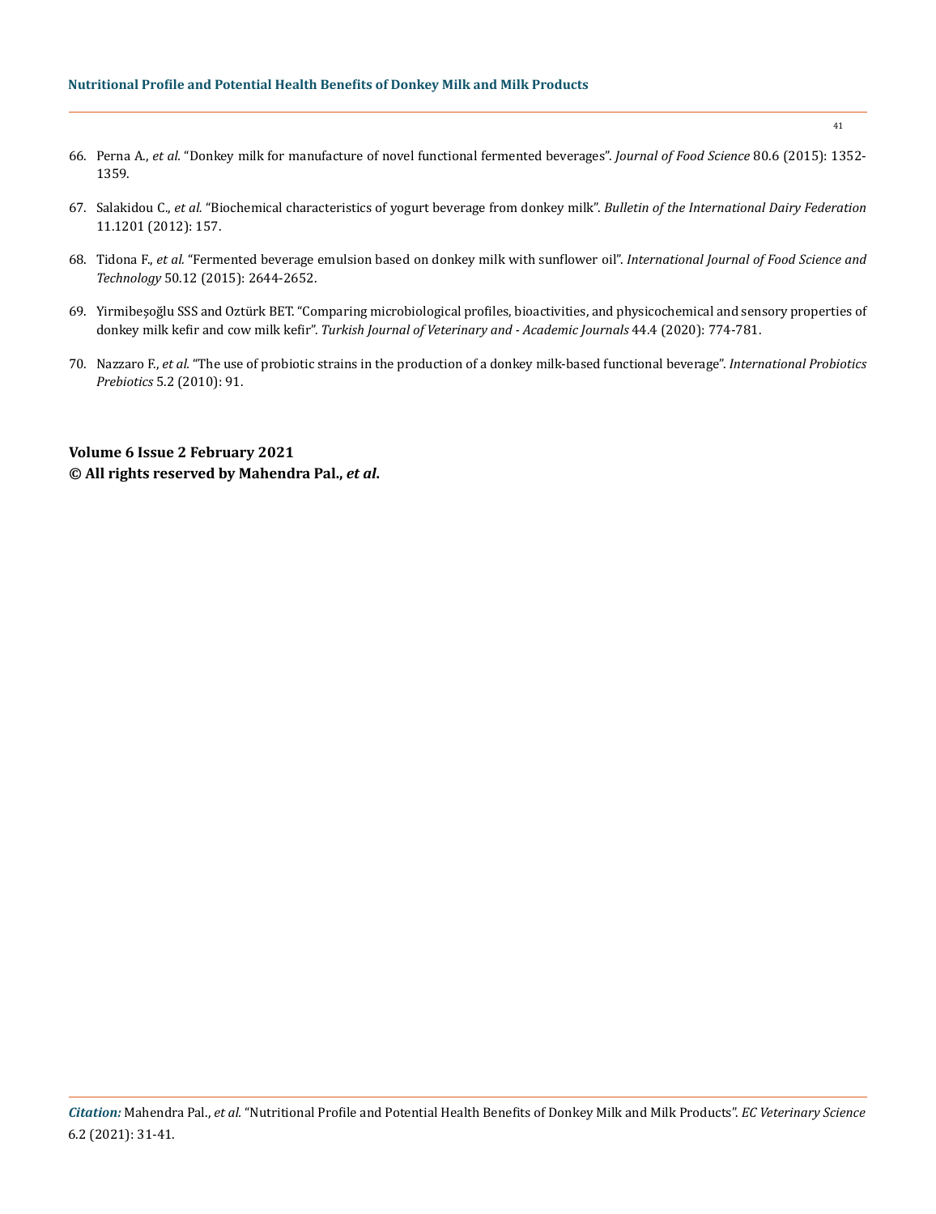66. Perna A., *et al.* "Donkey milk for manufacture of novel functional fermented beverages". *Journal of Food Science* 80.6 (2015): 1352-1359.

67. Salakidou C., *et al.* "Biochemical characteristics of yogurt beverage from donkey milk". *Bulletin of the International Dairy Federation* 11.1201 (2012): 157.

68. Tidona F., *et al.* "Fermented beverage emulsion based on donkey milk with sunflower oil". *International Journal of Food Science and Technology* 50.12 (2015): 2644-2652.

69. Yirmibeşoğlu SSS and Oztürk BET. "Comparing microbiological profiles, bioactivities, and physicochemical and sensory properties of donkey milk kefir and cow milk kefir". *Turkish Journal of Veterinary and - Academic Journals* 44.4 (2020): 774-781.

70. Nazzaro F., *et al.* "The use of probiotic strains in the production of a donkey milk-based functional beverage". *International Probiotics Prebiotics* 5.2 (2010): 91.

**Volume 6 Issue 2 February 2021**
**© All rights reserved by Mahendra Pal., *et al*.**